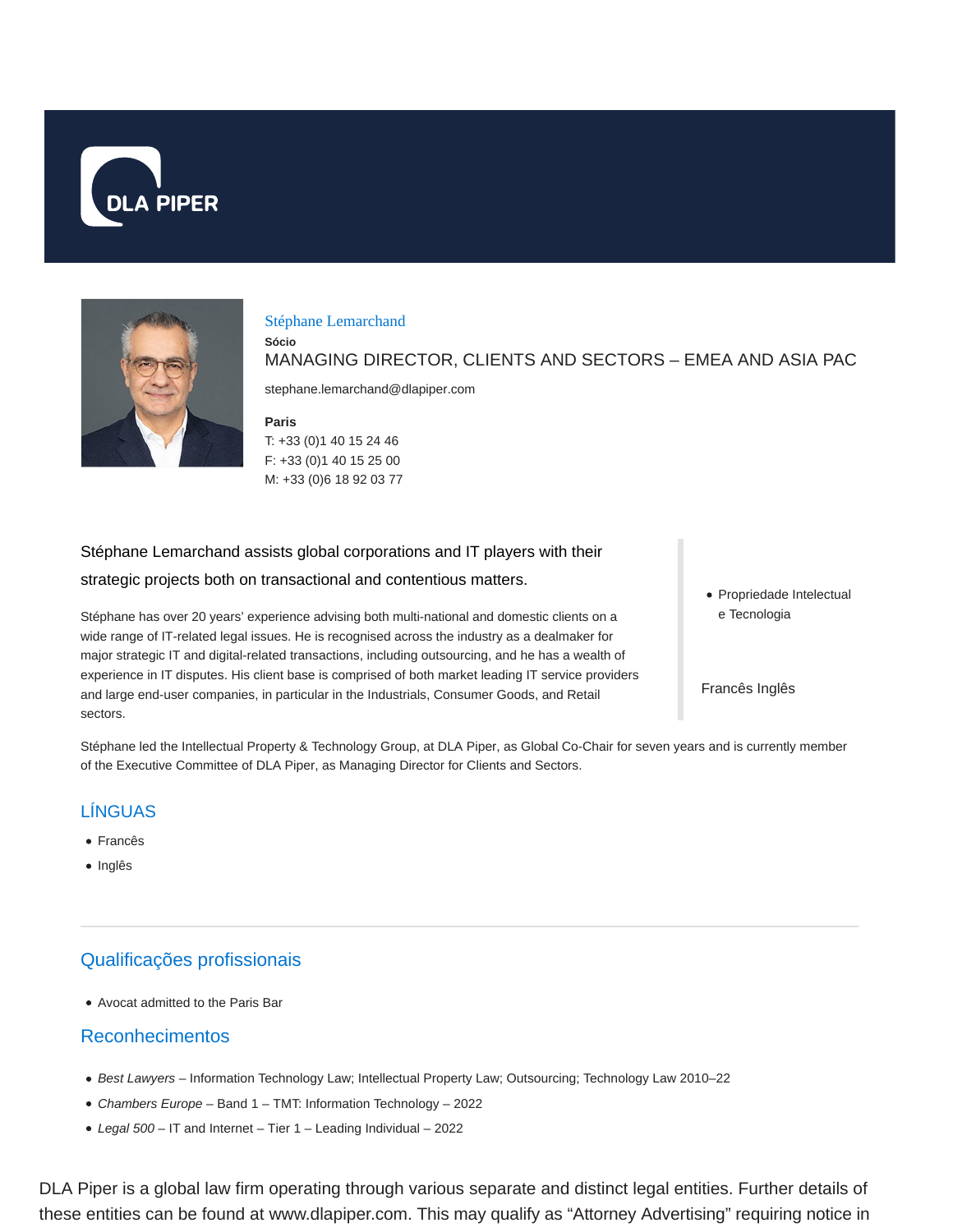DLA PIPER

## Stéphane Lemarchand

**Sócio**

MANAGING DIRECTOR, CLIENTS AND SECTORS – EMEA AND ASIA PAC

stephane.lemarchand@dlapiper.com

**Paris**
T: +33 (0)1 40 15 24 46
F: +33 (0)1 40 15 25 00
M: +33 (0)6 18 92 03 77

Stéphane Lemarchand assists global corporations and IT players with their strategic projects both on transactional and contentious matters.

Stéphane has over 20 years' experience advising both multi-national and domestic clients on a wide range of IT-related legal issues. He is recognised across the industry as a dealmaker for major strategic IT and digital-related transactions, including outsourcing, and he has a wealth of experience in IT disputes. His client base is comprised of both market leading IT service providers and large end-user companies, in particular in the Industrials, Consumer Goods, and Retail sectors.

- Propriedade Intelectual e Tecnologia

Francês Inglês

Stéphane led the Intellectual Property & Technology Group, at DLA Piper, as Global Co-Chair for seven years and is currently member of the Executive Committee of DLA Piper, as Managing Director for Clients and Sectors.

## LÍNGUAS

- Francês
- Inglês

## Qualificações profissionais

- Avocat admitted to the Paris Bar

## Reconhecimentos

- *Best Lawyers* – Information Technology Law; Intellectual Property Law; Outsourcing; Technology Law 2010–22
- *Chambers Europe* – Band 1 – TMT: Information Technology – 2022
- *Legal 500* – IT and Internet – Tier 1 – Leading Individual – 2022

DLA Piper is a global law firm operating through various separate and distinct legal entities. Further details of these entities can be found at www.dlapiper.com. This may qualify as "Attorney Advertising" requiring notice in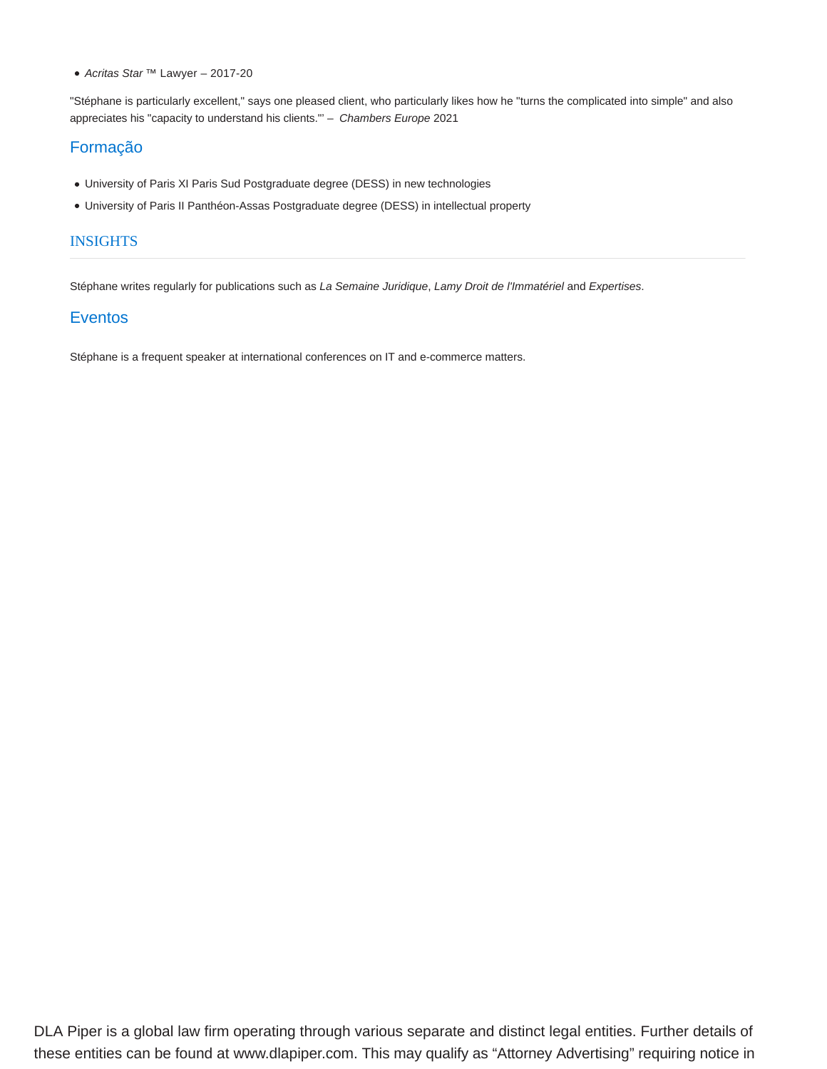- *Acritas Star* ™ Lawyer – 2017-20

"Stéphane is particularly excellent," says one pleased client, who particularly likes how he "turns the complicated into simple" and also appreciates his "capacity to understand his clients."' – *Chambers Europe* 2021

## Formação

- University of Paris XI Paris Sud Postgraduate degree (DESS) in new technologies
- University of Paris II Panthéon-Assas Postgraduate degree (DESS) in intellectual property

## INSIGHTS

Stéphane writes regularly for publications such as *La Semaine Juridique*, *Lamy Droit de l'Immatériel* and *Expertises*.

## Eventos

Stéphane is a frequent speaker at international conferences on IT and e-commerce matters.

DLA Piper is a global law firm operating through various separate and distinct legal entities. Further details of these entities can be found at www.dlapiper.com. This may qualify as "Attorney Advertising" requiring notice in